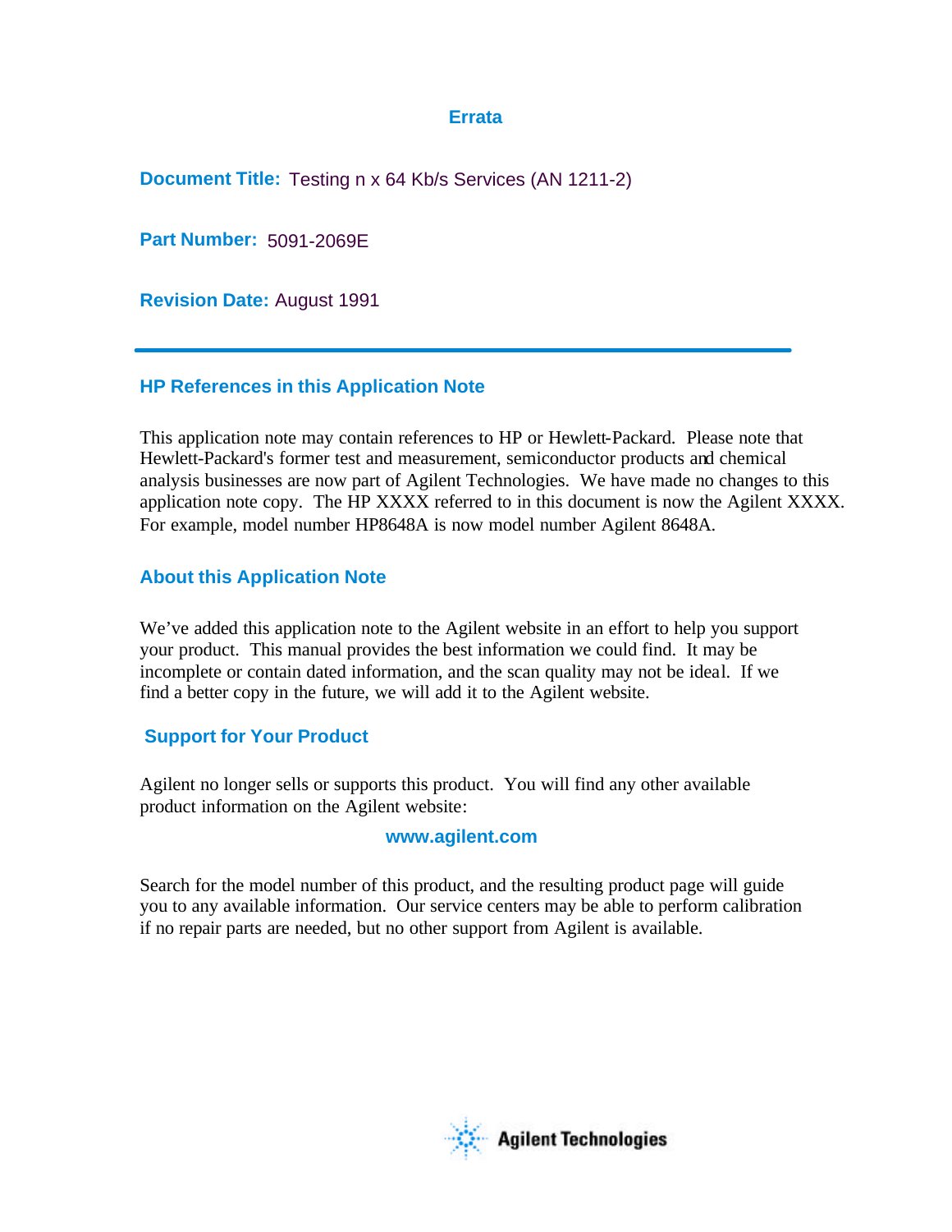# Errata

**Document Title:** Testing n x 64 Kb/s Services (AN 1211-2)

**Part Number:** 5091-2069E

**Revision Date:** August 1991

---

## HP References in this Application Note

This application note may contain references to HP or Hewlett-Packard. Please note that Hewlett-Packard's former test and measurement, semiconductor products and chemical analysis businesses are now part of Agilent Technologies. We have made no changes to this application note copy. The HP XXXX referred to in this document is now the Agilent XXXX. For example, model number HP8648A is now model number Agilent 8648A.

## About this Application Note

We've added this application note to the Agilent website in an effort to help you support your product. This manual provides the best information we could find. It may be incomplete or contain dated information, and the scan quality may not be ideal. If we find a better copy in the future, we will add it to the Agilent website.

## Support for Your Product

Agilent no longer sells or supports this product. You will find any other available product information on the Agilent website:

**www.agilent.com**

Search for the model number of this product, and the resulting product page will guide you to any available information. Our service centers may be able to perform calibration if no repair parts are needed, but no other support from Agilent is available.

Agilent Technologies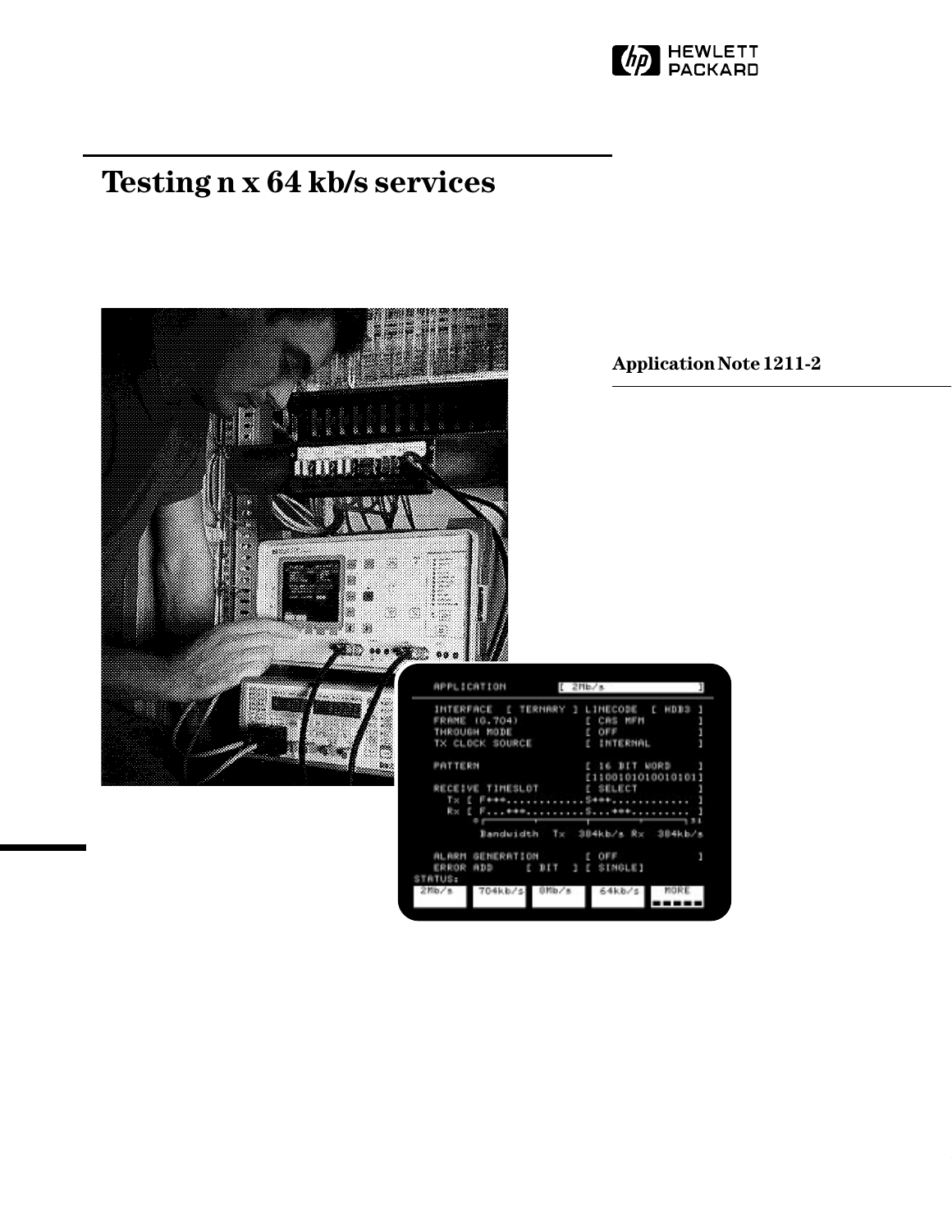# Testing n x 64 kb/s services

**Application Note 1211-2**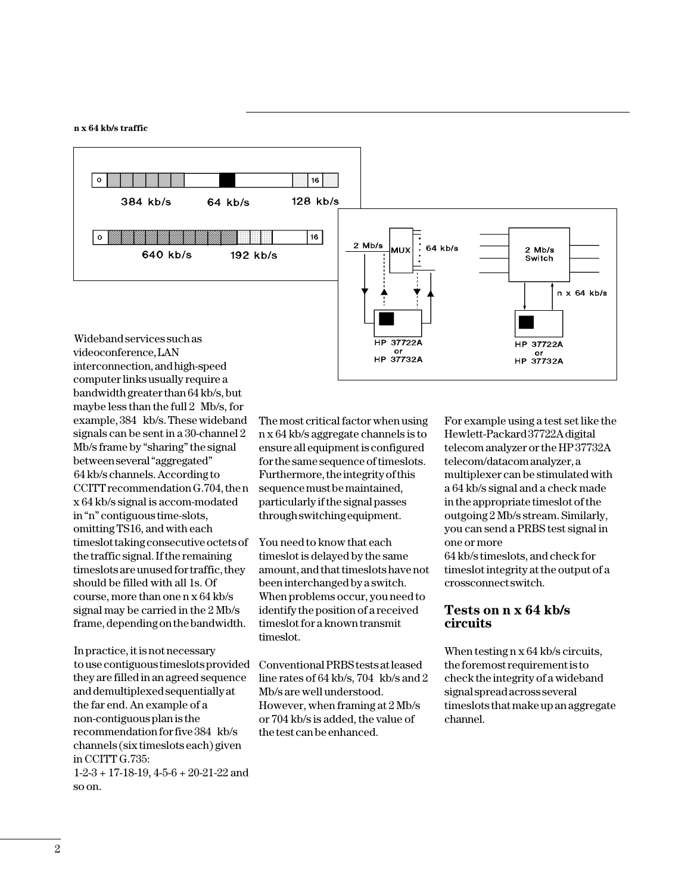**n x 64 kb/s traffic**

Wideband services such as videoconference, LAN interconnection, and high-speed computer links usually require a bandwidth greater than 64 kb/s, but maybe less than the full 2 Mb/s, for example, 384 kb/s. These wideband signals can be sent in a 30-channel 2 Mb/s frame by "sharing" the signal between several "aggregated" 64 kb/s channels. According to CCITT recommendation G.704, the n x 64 kb/s signal is accom-modated in "n" contiguous time-slots, omitting TS16, and with each timeslot taking consecutive octets of the traffic signal. If the remaining timeslots are unused for traffic, they should be filled with all 1s. Of course, more than one n x 64 kb/s signal may be carried in the 2 Mb/s frame, depending on the bandwidth.

In practice, it is not necessary to use contiguous timeslots provided they are filled in an agreed sequence and demultiplexed sequentially at the far end. An example of a non-contiguous plan is the recommendation for five 384 kb/s channels (six timeslots each) given in CCITT G.735:
1-2-3 + 17-18-19, 4-5-6 + 20-21-22 and so on.

The most critical factor when using n x 64 kb/s aggregate channels is to ensure all equipment is configured for the same sequence of timeslots. Furthermore, the integrity of this sequence must be maintained, particularly if the signal passes through switching equipment.

You need to know that each timeslot is delayed by the same amount, and that timeslots have not been interchanged by a switch. When problems occur, you need to identify the position of a received timeslot for a known transmit timeslot.

Conventional PRBS tests at leased line rates of 64 kb/s, 704 kb/s and 2 Mb/s are well understood. However, when framing at 2 Mb/s or 704 kb/s is added, the value of the test can be enhanced.

For example using a test set like the Hewlett-Packard 37722A digital telecom analyzer or the HP 37732A telecom/datacom analyzer, a multiplexer can be stimulated with a 64 kb/s signal and a check made in the appropriate timeslot of the outgoing 2 Mb/s stream. Similarly, you can send a PRBS test signal in one or more 64 kb/s timeslots, and check for timeslot integrity at the output of a crossconnect switch.

## Tests on n x 64 kb/s circuits

When testing n x 64 kb/s circuits, the foremost requirement is to check the integrity of a wideband signal spread across several timeslots that make up an aggregate channel.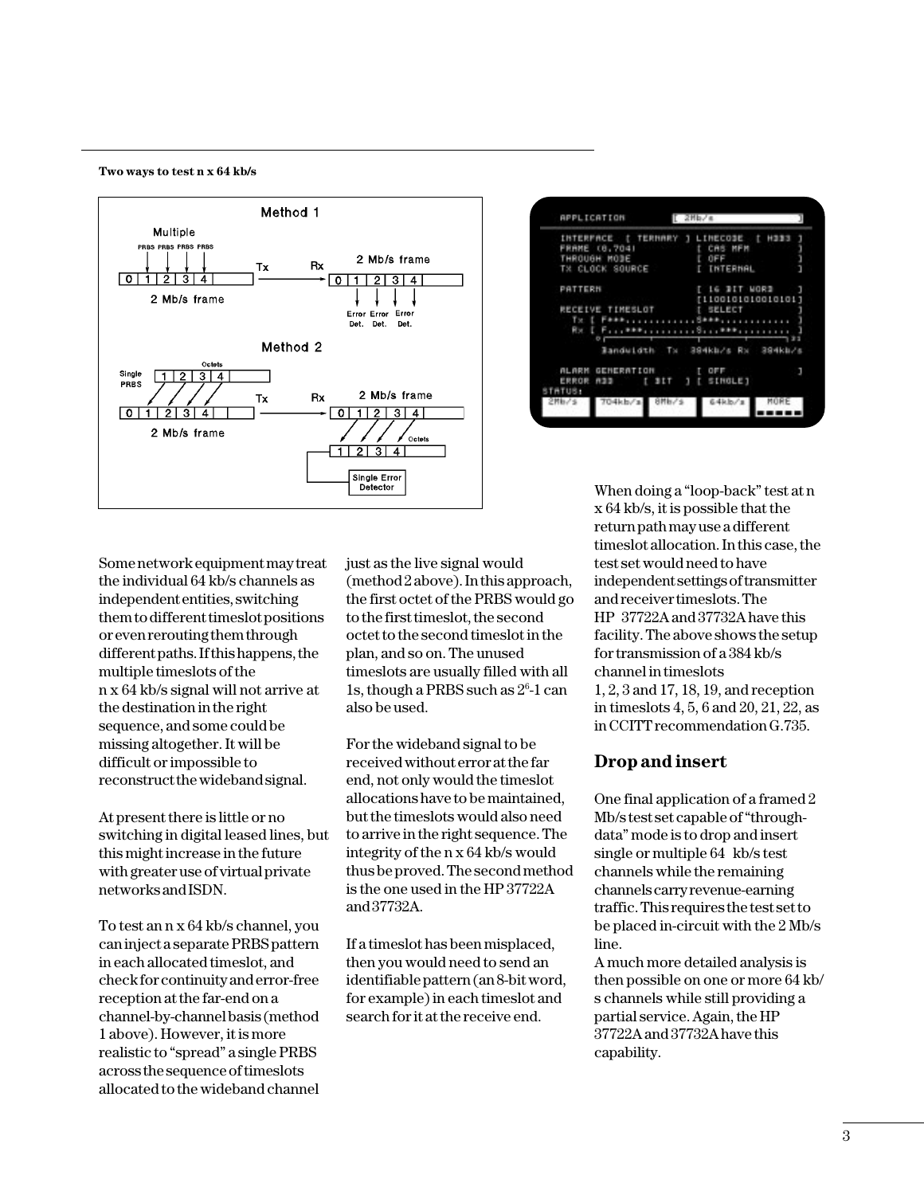**Two ways to test n x 64 kb/s**

Some network equipment may treat the individual 64 kb/s channels as independent entities, switching them to different timeslot positions or even rerouting them through different paths. If this happens, the multiple timeslots of the n x 64 kb/s signal will not arrive at the destination in the right sequence, and some could be missing altogether. It will be difficult or impossible to reconstruct the wideband signal.

At present there is little or no switching in digital leased lines, but this might increase in the future with greater use of virtual private networks and ISDN.

To test an n x 64 kb/s channel, you can inject a separate PRBS pattern in each allocated timeslot, and check for continuity and error-free reception at the far-end on a channel-by-channel basis (method 1 above). However, it is more realistic to "spread" a single PRBS across the sequence of timeslots allocated to the wideband channel just as the live signal would (method 2 above). In this approach, the first octet of the PRBS would go to the first timeslot, the second octet to the second timeslot in the plan, and so on. The unused timeslots are usually filled with all 1s, though a PRBS such as $2^6$-1 can also be used.

For the wideband signal to be received without error at the far end, not only would the timeslot allocations have to be maintained, but the timeslots would also need to arrive in the right sequence. The integrity of the n x 64 kb/s would thus be proved. The second method is the one used in the HP 37722A and 37732A.

If a timeslot has been misplaced, then you would need to send an identifiable pattern (an 8-bit word, for example) in each timeslot and search for it at the receive end.

When doing a "loop-back" test at n x 64 kb/s, it is possible that the return path may use a different timeslot allocation. In this case, the test set would need to have independent settings of transmitter and receiver timeslots. The HP 37722A and 37732A have this facility. The above shows the setup for transmission of a 384 kb/s channel in timeslots 1, 2, 3 and 17, 18, 19, and reception in timeslots 4, 5, 6 and 20, 21, 22, as in CCITT recommendation G.735.

## Drop and insert

One final application of a framed 2 Mb/s test set capable of "through-data" mode is to drop and insert single or multiple 64 kb/s test channels while the remaining channels carry revenue-earning traffic. This requires the test set to be placed in-circuit with the 2 Mb/s line.

A much more detailed analysis is then possible on one or more 64 kb/s channels while still providing a partial service. Again, the HP 37722A and 37732A have this capability.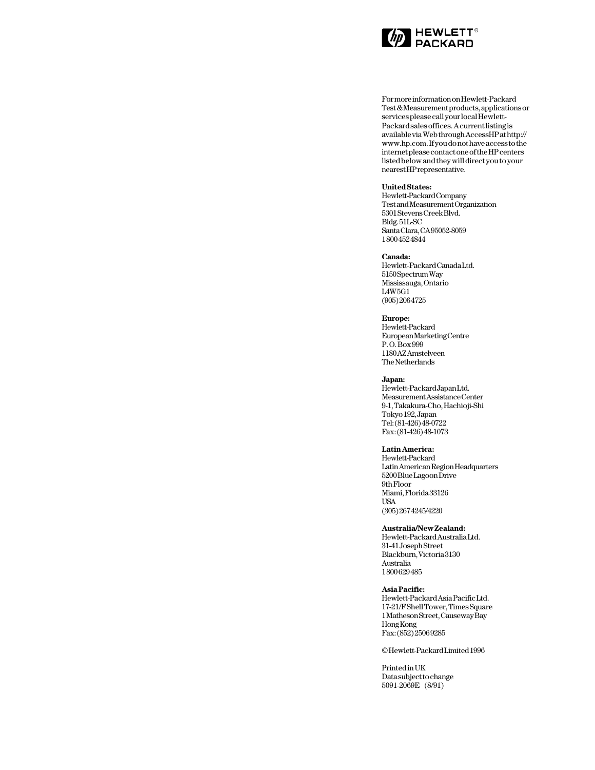HEWLETT® PACKARD

For more information on Hewlett-Packard Test & Measurement products, applications or services please call your local Hewlett-Packard sales offices. A current listing is available via Web through AccessHP at http://www.hp.com. If you do not have access to the internet please contact one of the HP centers listed below and they will direct you to your nearest HP representative.

**United States:**
Hewlett-Packard Company
Test and Measurement Organization
5301 Stevens Creek Blvd.
Bldg. 51L-SC
Santa Clara, CA 95052-8059
1 800 452 4844

**Canada:**
Hewlett-Packard Canada Ltd.
5150 Spectrum Way
Mississauga, Ontario
L4W 5G1
(905) 206 4725

**Europe:**
Hewlett-Packard
European Marketing Centre
P. O. Box 999
1180 AZ Amstelveen
The Netherlands

**Japan:**
Hewlett-Packard Japan Ltd.
Measurement Assistance Center
9-1, Takakura-Cho, Hachioji-Shi
Tokyo 192, Japan
Tel: (81-426) 48-0722
Fax: (81-426) 48-1073

**Latin America:**
Hewlett-Packard
Latin American Region Headquarters
5200 Blue Lagoon Drive
9th Floor
Miami, Florida 33126
USA
(305) 267 4245/4220

**Australia/New Zealand:**
Hewlett-Packard Australia Ltd.
31-41 Joseph Street
Blackburn, Victoria 3130
Australia
1 800 629 485

**Asia Pacific:**
Hewlett-Packard Asia Pacific Ltd.
17-21/F Shell Tower, Times Square
1 Matheson Street, Causeway Bay
Hong Kong
Fax: (852) 2506 9285

© Hewlett-Packard Limited 1996

Printed in UK
Data subject to change
5091-2069E (8/91)